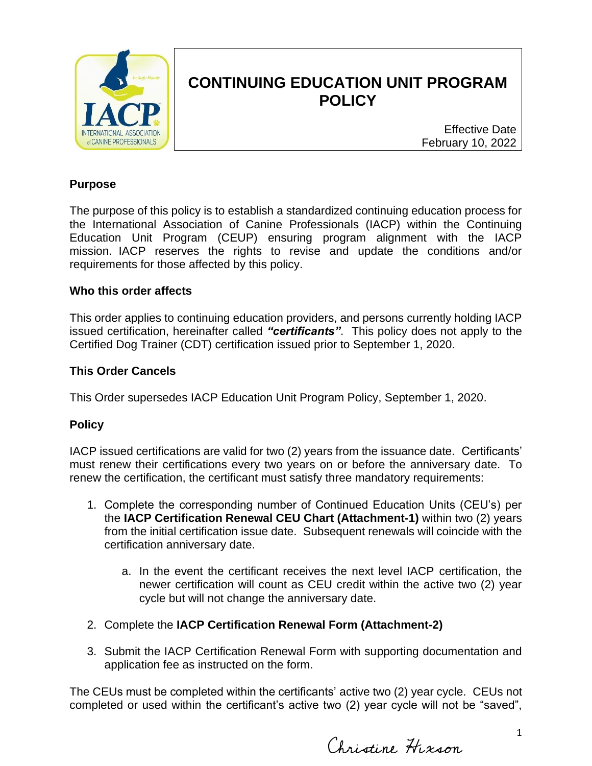# CONTINUING EDUCATION UNIT PROGRAM POLICY

Effective Date
February 10, 2022

## Purpose

The purpose of this policy is to establish a standardized continuing education process for the International Association of Canine Professionals (IACP) within the Continuing Education Unit Program (CEUP) ensuring program alignment with the IACP mission. IACP reserves the rights to revise and update the conditions and/or requirements for those affected by this policy.

## Who this order affects

This order applies to continuing education providers, and persons currently holding IACP issued certification, hereinafter called ***"certificants"***. This policy does not apply to the Certified Dog Trainer (CDT) certification issued prior to September 1, 2020.

## This Order Cancels

This Order supersedes IACP Education Unit Program Policy, September 1, 2020.

## Policy

IACP issued certifications are valid for two (2) years from the issuance date. Certificants' must renew their certifications every two years on or before the anniversary date. To renew the certification, the certificant must satisfy three mandatory requirements:

1. Complete the corresponding number of Continued Education Units (CEU's) per the **IACP Certification Renewal CEU Chart (Attachment-1)** within two (2) years from the initial certification issue date. Subsequent renewals will coincide with the certification anniversary date.
   a. In the event the certificant receives the next level IACP certification, the newer certification will count as CEU credit within the active two (2) year cycle but will not change the anniversary date.
2. Complete the **IACP Certification Renewal Form (Attachment-2)**
3. Submit the IACP Certification Renewal Form with supporting documentation and application fee as instructed on the form.

The CEUs must be completed within the certificants' active two (2) year cycle. CEUs not completed or used within the certificant's active two (2) year cycle will not be "saved",

Christine Hixson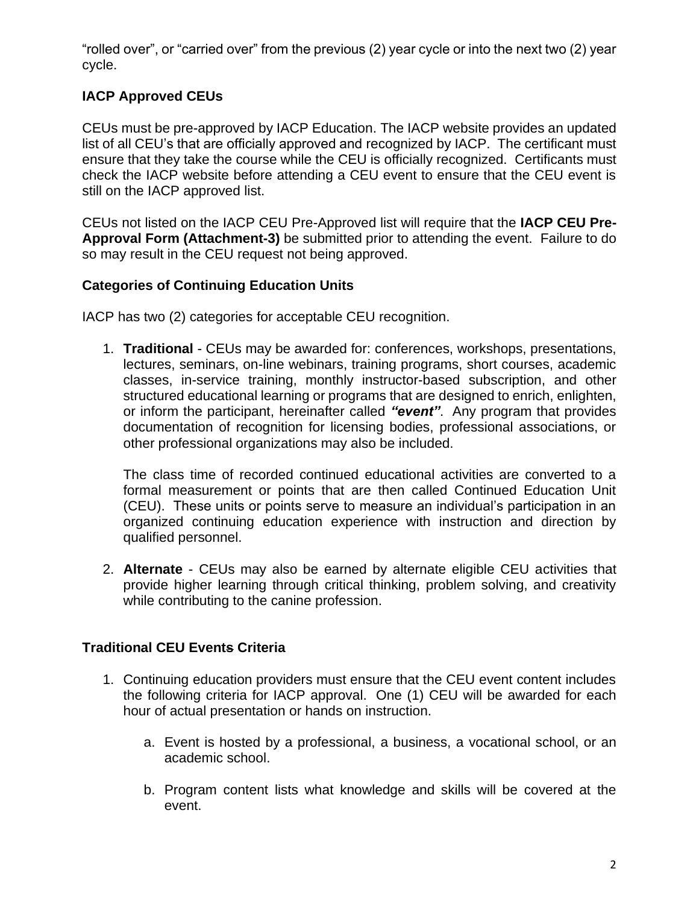"rolled over", or "carried over" from the previous (2) year cycle or into the next two (2) year cycle.

### IACP Approved CEUs

CEUs must be pre-approved by IACP Education. The IACP website provides an updated list of all CEU's that are officially approved and recognized by IACP. The certificant must ensure that they take the course while the CEU is officially recognized. Certificants must check the IACP website before attending a CEU event to ensure that the CEU event is still on the IACP approved list.

CEUs not listed on the IACP CEU Pre-Approved list will require that the **IACP CEU Pre-Approval Form (Attachment-3)** be submitted prior to attending the event. Failure to do so may result in the CEU request not being approved.

### Categories of Continuing Education Units

IACP has two (2) categories for acceptable CEU recognition.

1. **Traditional** - CEUs may be awarded for: conferences, workshops, presentations, lectures, seminars, on-line webinars, training programs, short courses, academic classes, in-service training, monthly instructor-based subscription, and other structured educational learning or programs that are designed to enrich, enlighten, or inform the participant, hereinafter called ***"event"***. Any program that provides documentation of recognition for licensing bodies, professional associations, or other professional organizations may also be included.

   The class time of recorded continued educational activities are converted to a formal measurement or points that are then called Continued Education Unit (CEU). These units or points serve to measure an individual's participation in an organized continuing education experience with instruction and direction by qualified personnel.

2. **Alternate** - CEUs may also be earned by alternate eligible CEU activities that provide higher learning through critical thinking, problem solving, and creativity while contributing to the canine profession.

### Traditional CEU Events Criteria

1. Continuing education providers must ensure that the CEU event content includes the following criteria for IACP approval. One (1) CEU will be awarded for each hour of actual presentation or hands on instruction.

   a. Event is hosted by a professional, a business, a vocational school, or an academic school.

   b. Program content lists what knowledge and skills will be covered at the event.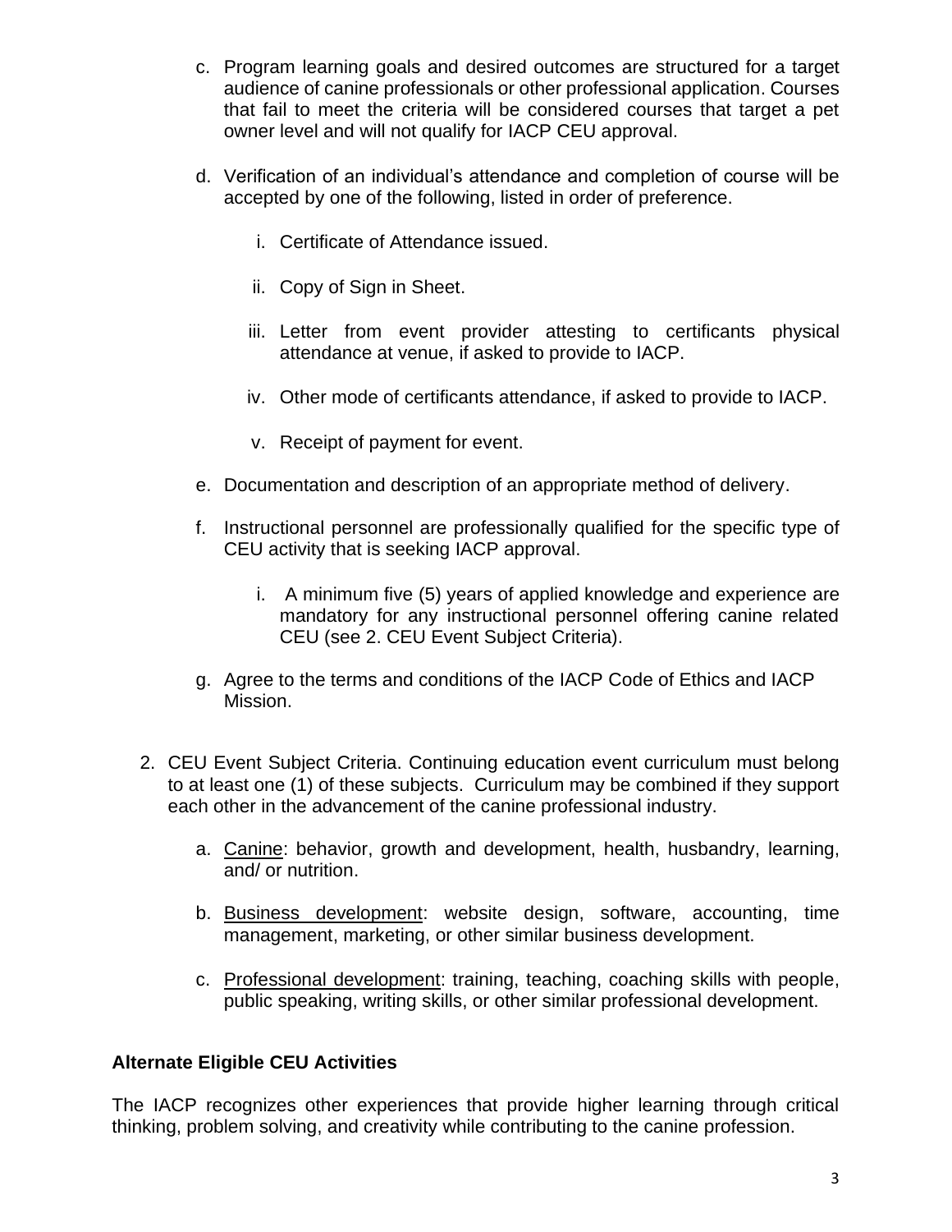c. Program learning goals and desired outcomes are structured for a target audience of canine professionals or other professional application. Courses that fail to meet the criteria will be considered courses that target a pet owner level and will not qualify for IACP CEU approval.

d. Verification of an individual's attendance and completion of course will be accepted by one of the following, listed in order of preference.

   i. Certificate of Attendance issued.

   ii. Copy of Sign in Sheet.

   iii. Letter from event provider attesting to certificants physical attendance at venue, if asked to provide to IACP.

   iv. Other mode of certificants attendance, if asked to provide to IACP.

   v. Receipt of payment for event.

e. Documentation and description of an appropriate method of delivery.

f. Instructional personnel are professionally qualified for the specific type of CEU activity that is seeking IACP approval.

   i. A minimum five (5) years of applied knowledge and experience are mandatory for any instructional personnel offering canine related CEU (see 2. CEU Event Subject Criteria).

g. Agree to the terms and conditions of the IACP Code of Ethics and IACP Mission.

2. CEU Event Subject Criteria. Continuing education event curriculum must belong to at least one (1) of these subjects. Curriculum may be combined if they support each other in the advancement of the canine professional industry.

   a. <u>Canine</u>: behavior, growth and development, health, husbandry, learning, and/ or nutrition.

   b. <u>Business development</u>: website design, software, accounting, time management, marketing, or other similar business development.

   c. <u>Professional development</u>: training, teaching, coaching skills with people, public speaking, writing skills, or other similar professional development.

**Alternate Eligible CEU Activities**

The IACP recognizes other experiences that provide higher learning through critical thinking, problem solving, and creativity while contributing to the canine profession.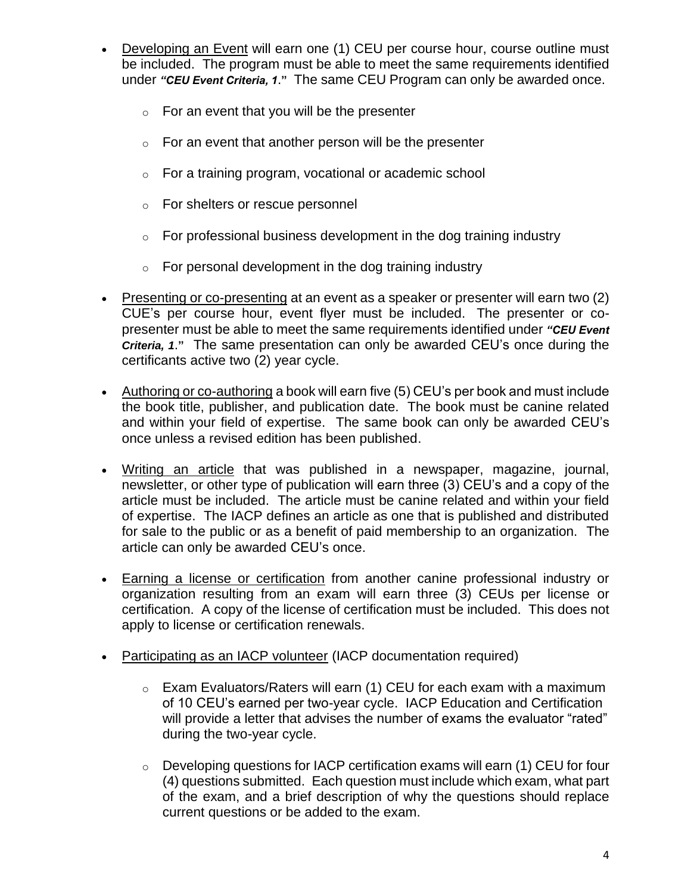- Developing an Event will earn one (1) CEU per course hour, course outline must be included. The program must be able to meet the same requirements identified under ***"CEU Event Criteria, 1."*** The same CEU Program can only be awarded once.
    - For an event that you will be the presenter
    - For an event that another person will be the presenter
    - For a training program, vocational or academic school
    - For shelters or rescue personnel
    - For professional business development in the dog training industry
    - For personal development in the dog training industry
- Presenting or co-presenting at an event as a speaker or presenter will earn two (2) CUE's per course hour, event flyer must be included. The presenter or co-presenter must be able to meet the same requirements identified under ***"CEU Event Criteria, 1."*** The same presentation can only be awarded CEU's once during the certificants active two (2) year cycle.
- Authoring or co-authoring a book will earn five (5) CEU's per book and must include the book title, publisher, and publication date. The book must be canine related and within your field of expertise. The same book can only be awarded CEU's once unless a revised edition has been published.
- Writing an article that was published in a newspaper, magazine, journal, newsletter, or other type of publication will earn three (3) CEU's and a copy of the article must be included. The article must be canine related and within your field of expertise. The IACP defines an article as one that is published and distributed for sale to the public or as a benefit of paid membership to an organization. The article can only be awarded CEU's once.
- Earning a license or certification from another canine professional industry or organization resulting from an exam will earn three (3) CEUs per license or certification. A copy of the license of certification must be included. This does not apply to license or certification renewals.
- Participating as an IACP volunteer (IACP documentation required)
    - Exam Evaluators/Raters will earn (1) CEU for each exam with a maximum of 10 CEU's earned per two-year cycle. IACP Education and Certification will provide a letter that advises the number of exams the evaluator "rated" during the two-year cycle.
    - Developing questions for IACP certification exams will earn (1) CEU for four (4) questions submitted. Each question must include which exam, what part of the exam, and a brief description of why the questions should replace current questions or be added to the exam.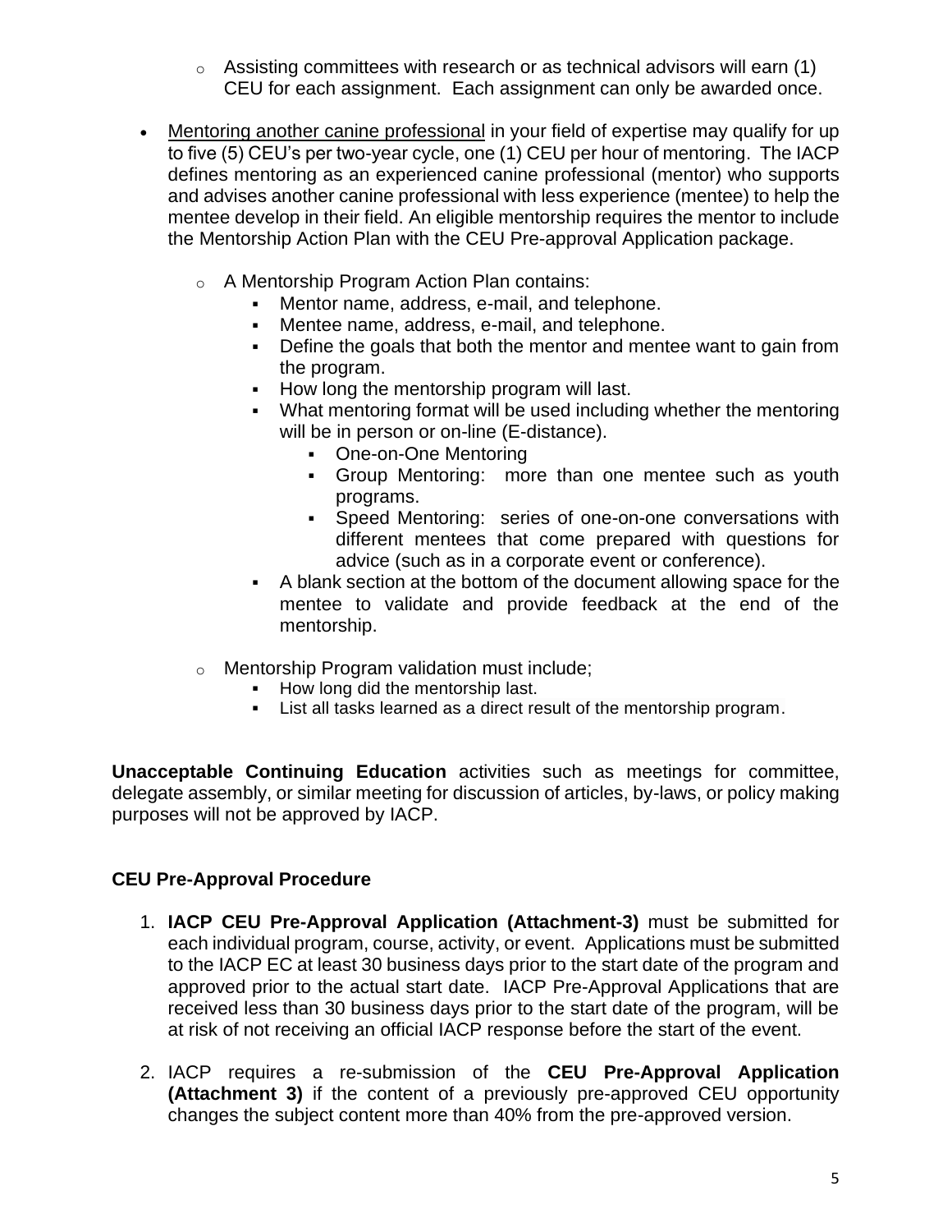- Assisting committees with research or as technical advisors will earn (1) CEU for each assignment. Each assignment can only be awarded once.

- Mentoring another canine professional in your field of expertise may qualify for up to five (5) CEU's per two-year cycle, one (1) CEU per hour of mentoring. The IACP defines mentoring as an experienced canine professional (mentor) who supports and advises another canine professional with less experience (mentee) to help the mentee develop in their field. An eligible mentorship requires the mentor to include the Mentorship Action Plan with the CEU Pre-approval Application package.

  - A Mentorship Program Action Plan contains:
    - Mentor name, address, e-mail, and telephone.
    - Mentee name, address, e-mail, and telephone.
    - Define the goals that both the mentor and mentee want to gain from the program.
    - How long the mentorship program will last.
    - What mentoring format will be used including whether the mentoring will be in person or on-line (E-distance).
      - One-on-One Mentoring
      - Group Mentoring: more than one mentee such as youth programs.
      - Speed Mentoring: series of one-on-one conversations with different mentees that come prepared with questions for advice (such as in a corporate event or conference).
    - A blank section at the bottom of the document allowing space for the mentee to validate and provide feedback at the end of the mentorship.

  - Mentorship Program validation must include;
    - How long did the mentorship last.
    - List all tasks learned as a direct result of the mentorship program.

**Unacceptable Continuing Education** activities such as meetings for committee, delegate assembly, or similar meeting for discussion of articles, by-laws, or policy making purposes will not be approved by IACP.

**CEU Pre-Approval Procedure**

1. **IACP CEU Pre-Approval Application (Attachment-3)** must be submitted for each individual program, course, activity, or event. Applications must be submitted to the IACP EC at least 30 business days prior to the start date of the program and approved prior to the actual start date. IACP Pre-Approval Applications that are received less than 30 business days prior to the start date of the program, will be at risk of not receiving an official IACP response before the start of the event.

2. IACP requires a re-submission of the **CEU Pre-Approval Application (Attachment 3)** if the content of a previously pre-approved CEU opportunity changes the subject content more than 40% from the pre-approved version.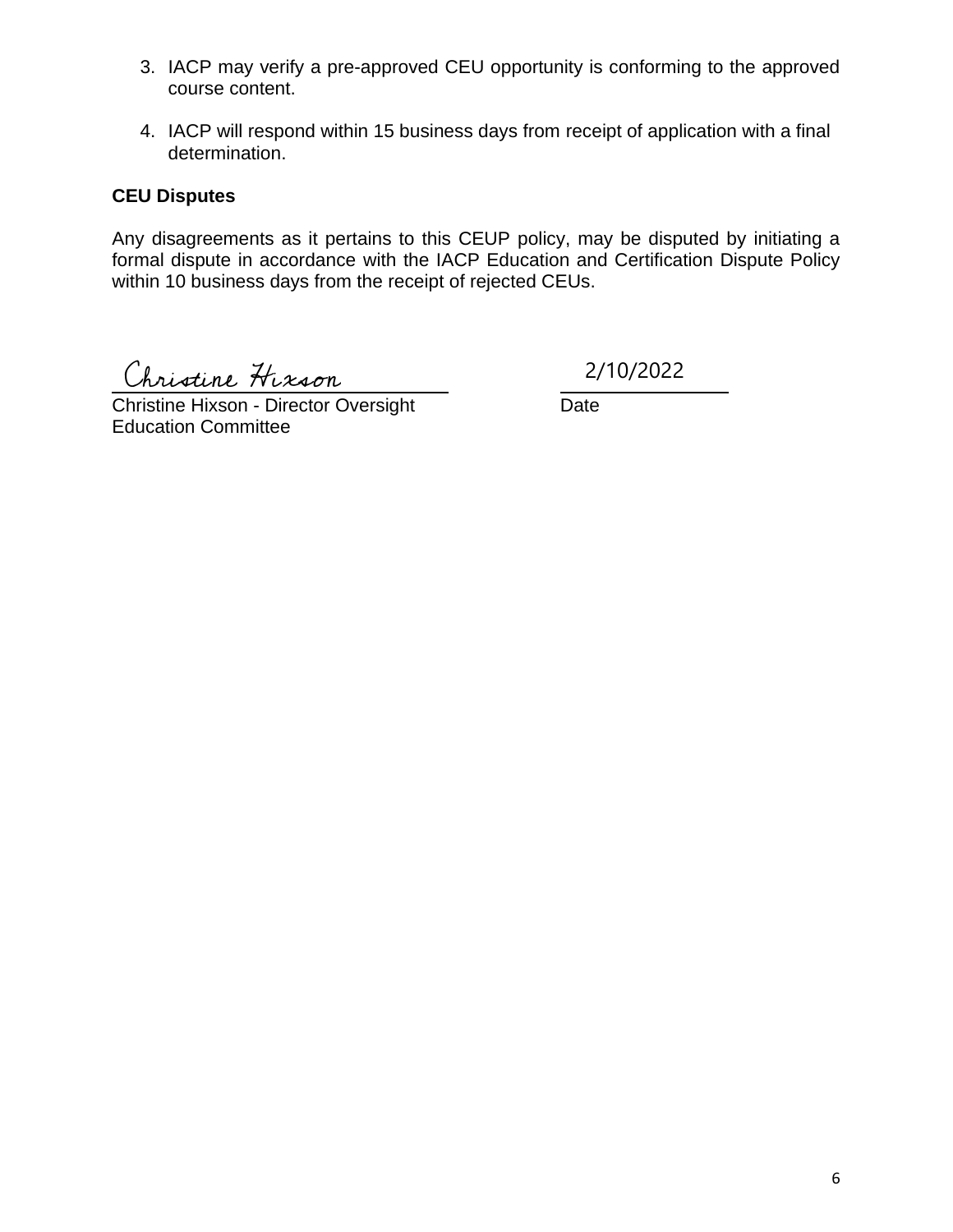3. IACP may verify a pre-approved CEU opportunity is conforming to the approved course content.

4. IACP will respond within 15 business days from receipt of application with a final determination.

**CEU Disputes**

Any disagreements as it pertains to this CEUP policy, may be disputed by initiating a formal dispute in accordance with the IACP Education and Certification Dispute Policy within 10 business days from the receipt of rejected CEUs.

Christine Hixson
Christine Hixson - Director Oversight Education Committee

2/10/2022
Date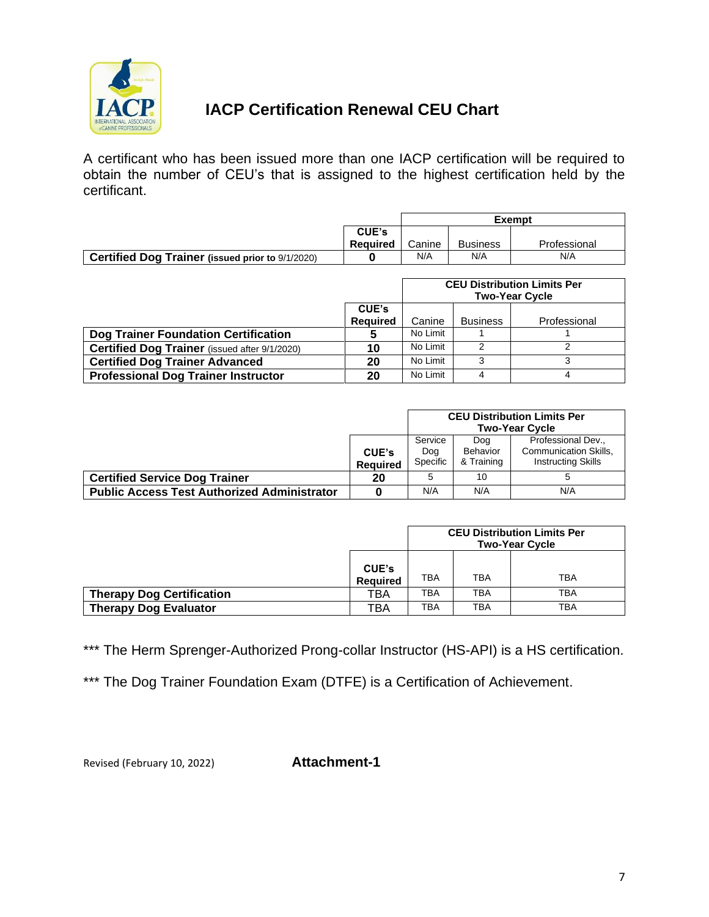# IACP Certification Renewal CEU Chart

A certificant who has been issued more than one IACP certification will be required to obtain the number of CEU's that is assigned to the highest certification held by the certificant.

| | CUE's Required | Exempt | | |
|---|---|---|---|---|
| | | Canine | Business | Professional |
| **Certified Dog Trainer** (**issued prior to** 9/1/2020) | **0** | N/A | N/A | N/A |

| | CUE's Required | CEU Distribution Limits Per Two-Year Cycle | | |
|---|---|---|---|---|
| | | Canine | Business | Professional |
| **Dog Trainer Foundation Certification** | **5** | No Limit | 1 | 1 |
| **Certified Dog Trainer** (issued after 9/1/2020) | **10** | No Limit | 2 | 2 |
| **Certified Dog Trainer Advanced** | **20** | No Limit | 3 | 3 |
| **Professional Dog Trainer Instructor** | **20** | No Limit | 4 | 4 |

| | CUE's Required | CEU Distribution Limits Per Two-Year Cycle | | |
|---|---|---|---|---|
| | | Service Dog Specific | Dog Behavior & Training | Professional Dev., Communication Skills, Instructing Skills |
| **Certified Service Dog Trainer** | **20** | 5 | 10 | 5 |
| **Public Access Test Authorized Administrator** | **0** | N/A | N/A | N/A |

| | CUE's Required | CEU Distribution Limits Per Two-Year Cycle | | |
|---|---|---|---|---|
| | | TBA | TBA | TBA |
| **Therapy Dog Certification** | TBA | TBA | TBA | TBA |
| **Therapy Dog Evaluator** | TBA | TBA | TBA | TBA |

*** The Herm Sprenger-Authorized Prong-collar Instructor (HS-API) is a HS certification.

*** The Dog Trainer Foundation Exam (DTFE) is a Certification of Achievement.

Revised (February 10, 2022) **Attachment-1**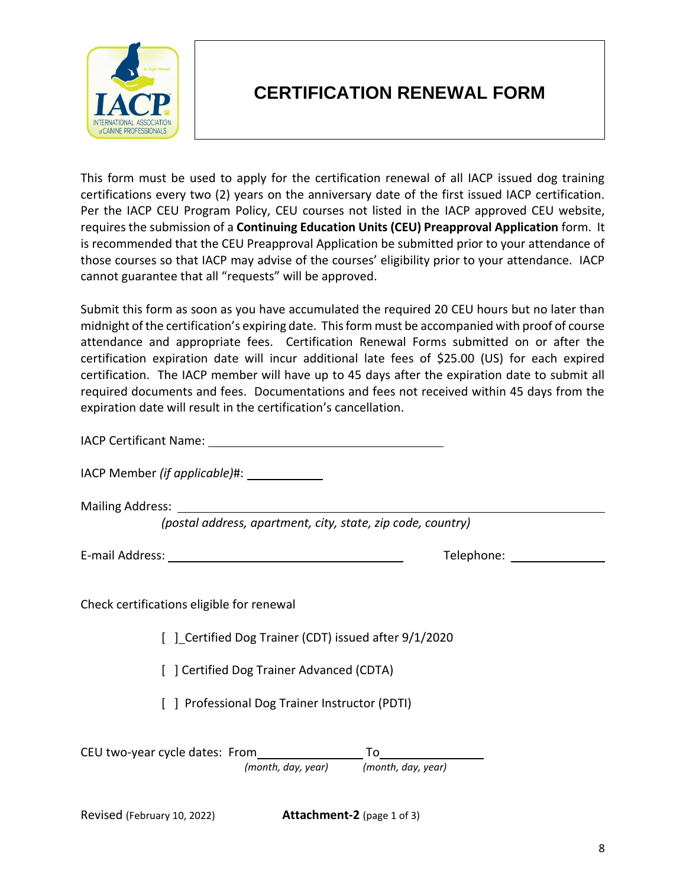# CERTIFICATION RENEWAL FORM

This form must be used to apply for the certification renewal of all IACP issued dog training certifications every two (2) years on the anniversary date of the first issued IACP certification. Per the IACP CEU Program Policy, CEU courses not listed in the IACP approved CEU website, requires the submission of a **Continuing Education Units (CEU) Preapproval Application** form. It is recommended that the CEU Preapproval Application be submitted prior to your attendance of those courses so that IACP may advise of the courses' eligibility prior to your attendance. IACP cannot guarantee that all "requests" will be approved.

Submit this form as soon as you have accumulated the required 20 CEU hours but no later than midnight of the certification's expiring date. This form must be accompanied with proof of course attendance and appropriate fees. Certification Renewal Forms submitted on or after the certification expiration date will incur additional late fees of $25.00 (US) for each expired certification. The IACP member will have up to 45 days after the expiration date to submit all required documents and fees. Documentations and fees not received within 45 days from the expiration date will result in the certification's cancellation.

IACP Certificant Name: ______________________________

IACP Member *(if applicable)*#: __________

Mailing Address: ______________________________________________
*(postal address, apartment, city, state, zip code, country)*

E-mail Address: ______________________________ Telephone: ____________

Check certifications eligible for renewal

[ ]_Certified Dog Trainer (CDT) issued after 9/1/2020

[ ] Certified Dog Trainer Advanced (CDTA)

[ ] Professional Dog Trainer Instructor (PDTI)

CEU two-year cycle dates: From______________ To______________
*(month, day, year)* *(month, day, year)*

Revised (February 10, 2022) **Attachment-2** (page 1 of 3)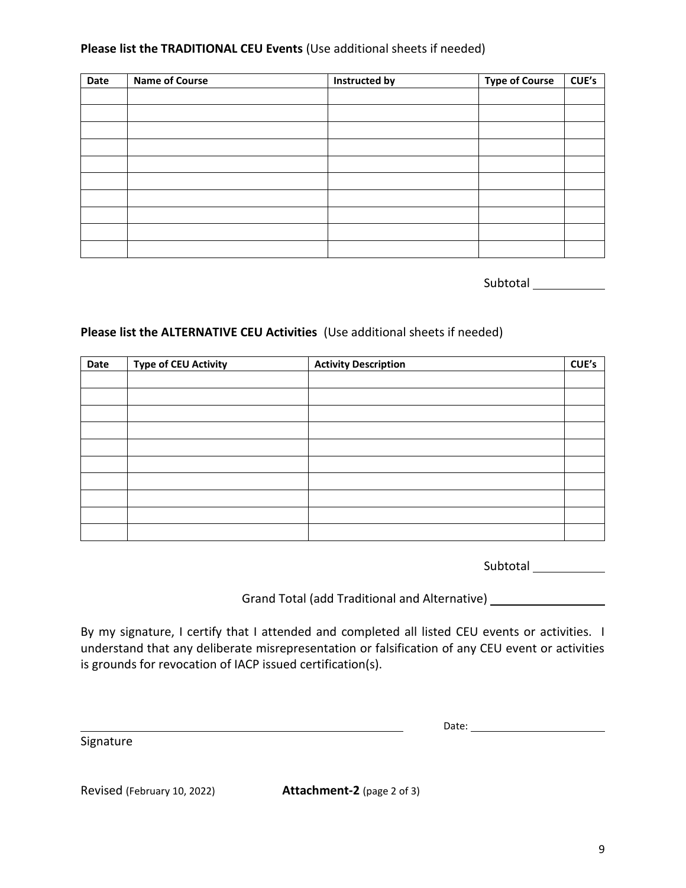**Please list the TRADITIONAL CEU Events** (Use additional sheets if needed)

| Date | Name of Course | Instructed by | Type of Course | CUE's |
|---|---|---|---|---|
| | | | | |
| | | | | |
| | | | | |
| | | | | |
| | | | | |
| | | | | |
| | | | | |
| | | | | |
| | | | | |
| | | | | |

Subtotal \_\_\_\_\_\_\_\_\_\_

**Please list the ALTERNATIVE CEU Activities** (Use additional sheets if needed)

| Date | Type of CEU Activity | Activity Description | CUE's |
|---|---|---|---|
| | | | |
| | | | |
| | | | |
| | | | |
| | | | |
| | | | |
| | | | |
| | | | |
| | | | |
| | | | |

Subtotal \_\_\_\_\_\_\_\_\_\_

Grand Total (add Traditional and Alternative) \_\_\_\_\_\_\_\_\_\_\_\_\_\_\_\_

By my signature, I certify that I attended and completed all listed CEU events or activities. I understand that any deliberate misrepresentation or falsification of any CEU event or activities is grounds for revocation of IACP issued certification(s).

\_\_\_\_\_\_\_\_\_\_\_\_\_\_\_\_\_\_\_\_\_\_\_\_\_\_\_\_\_\_\_\_\_\_\_\_\_\_\_\_ Date: \_\_\_\_\_\_\_\_\_\_\_\_\_\_\_\_\_\_\_\_

Signature

Revised (February 10, 2022) **Attachment-2** (page 2 of 3)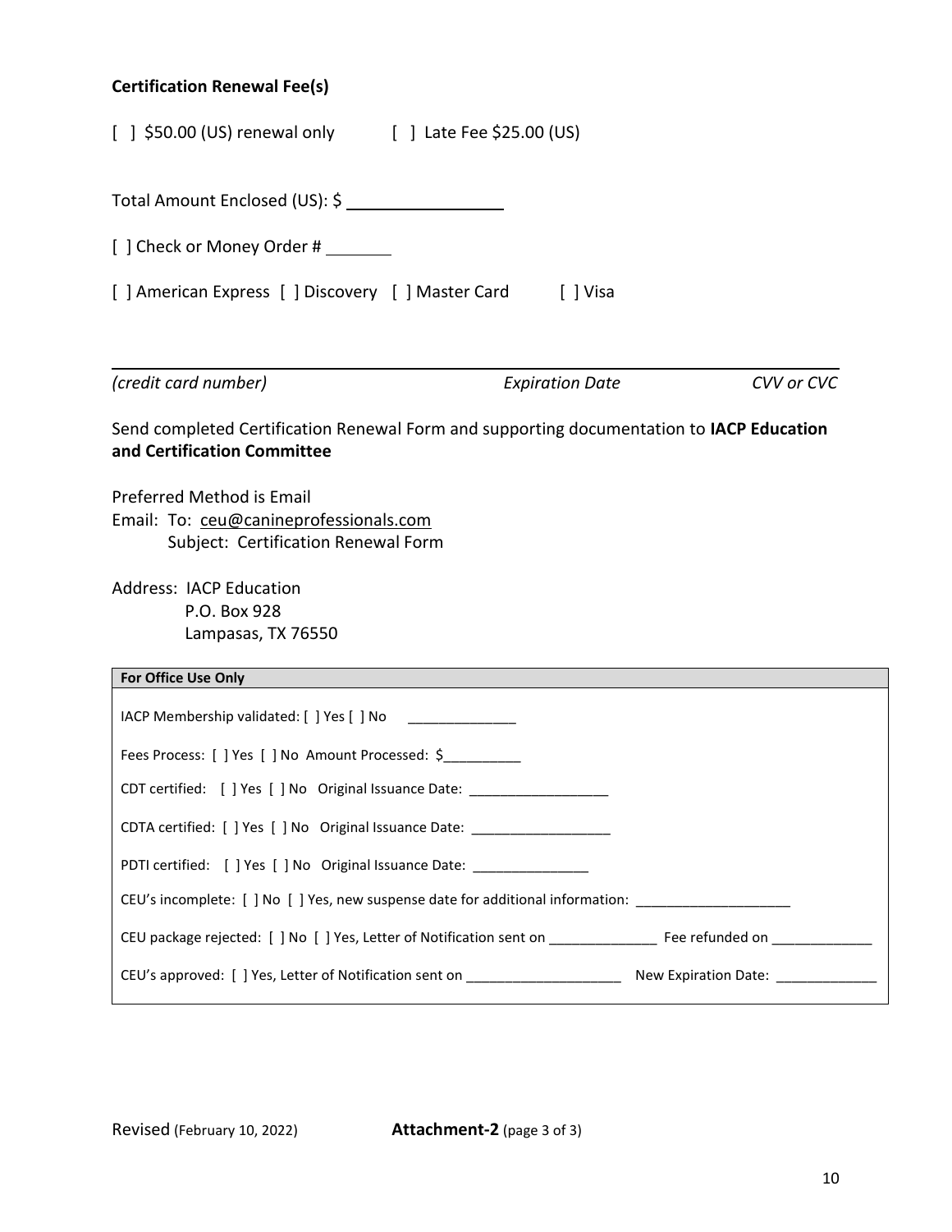**Certification Renewal Fee(s)**

[ ] $50.00 (US) renewal only    [ ] Late Fee $25.00 (US)

Total Amount Enclosed (US): $ ________________

[ ] Check or Money Order # _______

[ ] American Express [ ] Discovery [ ] Master Card [ ] Visa

_______________________________________________________________

*(credit card number)*    *Expiration Date*    *CVV or CVC*

Send completed Certification Renewal Form and supporting documentation to **IACP Education and Certification Committee**

Preferred Method is Email
Email: To: ceu@canineprofessionals.com
Subject: Certification Renewal Form

Address: IACP Education
P.O. Box 928
Lampasas, TX 76550

| **For Office Use Only** |
|---|
| IACP Membership validated: [ ] Yes [ ] No ______________ |
| Fees Process: [ ] Yes [ ] No Amount Processed: $__________ |
| CDT certified: [ ] Yes [ ] No Original Issuance Date: __________________ |
| CDTA certified: [ ] Yes [ ] No Original Issuance Date: __________________ |
| PDTI certified: [ ] Yes [ ] No Original Issuance Date: _______________ |
| CEU's incomplete: [ ] No [ ] Yes, new suspense date for additional information: ____________________ |
| CEU package rejected: [ ] No [ ] Yes, Letter of Notification sent on ______________ Fee refunded on _____________ |
| CEU's approved: [ ] Yes, Letter of Notification sent on ____________________ New Expiration Date: _____________ |

Revised (February 10, 2022)    **Attachment-2** (page 3 of 3)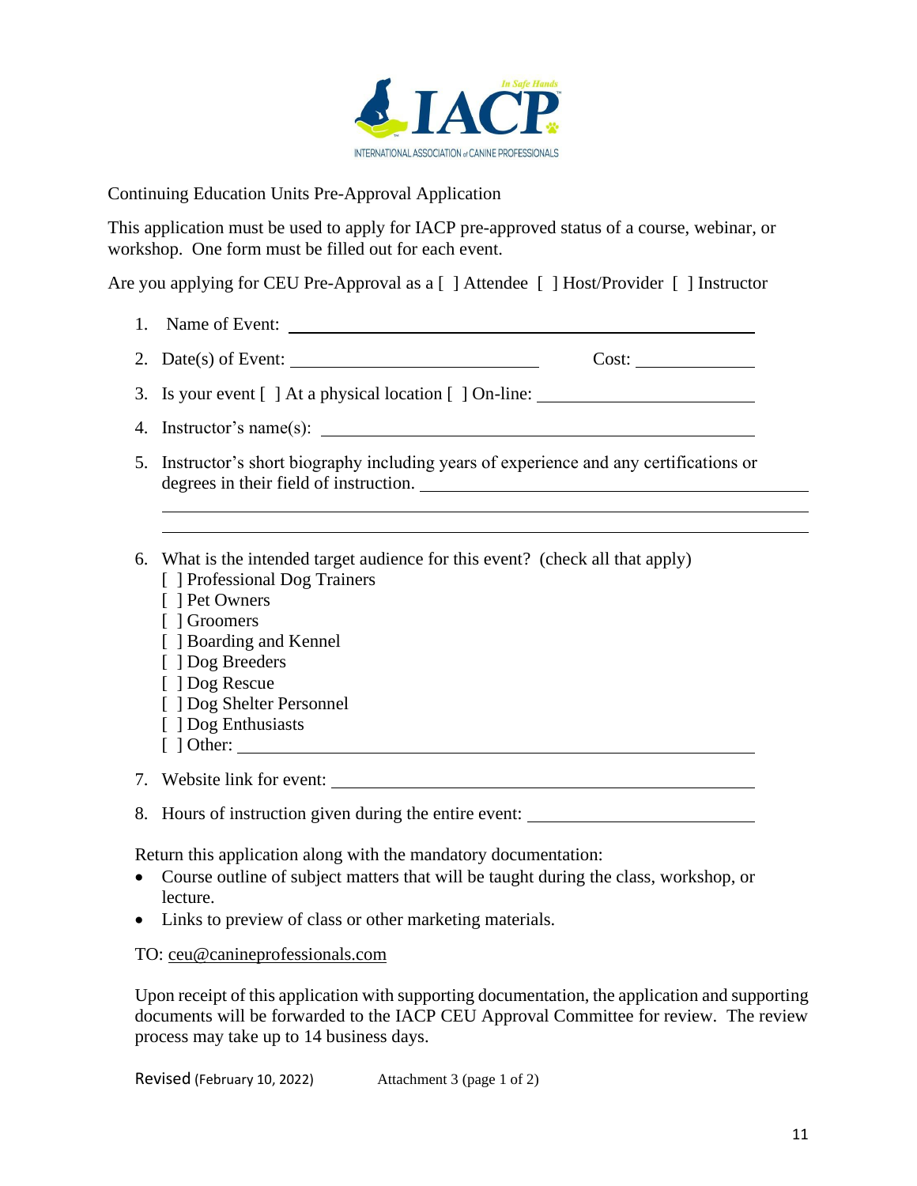Continuing Education Units Pre-Approval Application

This application must be used to apply for IACP pre-approved status of a course, webinar, or workshop. One form must be filled out for each event.

Are you applying for CEU Pre-Approval as a [ ] Attendee [ ] Host/Provider [ ] Instructor

1. Name of Event: ______________________________________________
2. Date(s) of Event: ______________________ Cost: ____________
3. Is your event [ ] At a physical location [ ] On-line: ______________________
4. Instructor's name(s): ______________________________________________
5. Instructor's short biography including years of experience and any certifications or degrees in their field of instruction. ______________________________________________
______________________________________________
______________________________________________
6. What is the intended target audience for this event? (check all that apply)
   [ ] Professional Dog Trainers
   [ ] Pet Owners
   [ ] Groomers
   [ ] Boarding and Kennel
   [ ] Dog Breeders
   [ ] Dog Rescue
   [ ] Dog Shelter Personnel
   [ ] Dog Enthusiasts
   [ ] Other: ______________________________________________
7. Website link for event: ______________________________________________
8. Hours of instruction given during the entire event: ______________________

Return this application along with the mandatory documentation:

- Course outline of subject matters that will be taught during the class, workshop, or lecture.
- Links to preview of class or other marketing materials.

TO: ceu@canineprofessionals.com

Upon receipt of this application with supporting documentation, the application and supporting documents will be forwarded to the IACP CEU Approval Committee for review. The review process may take up to 14 business days.

Revised (February 10, 2022) Attachment 3 (page 1 of 2)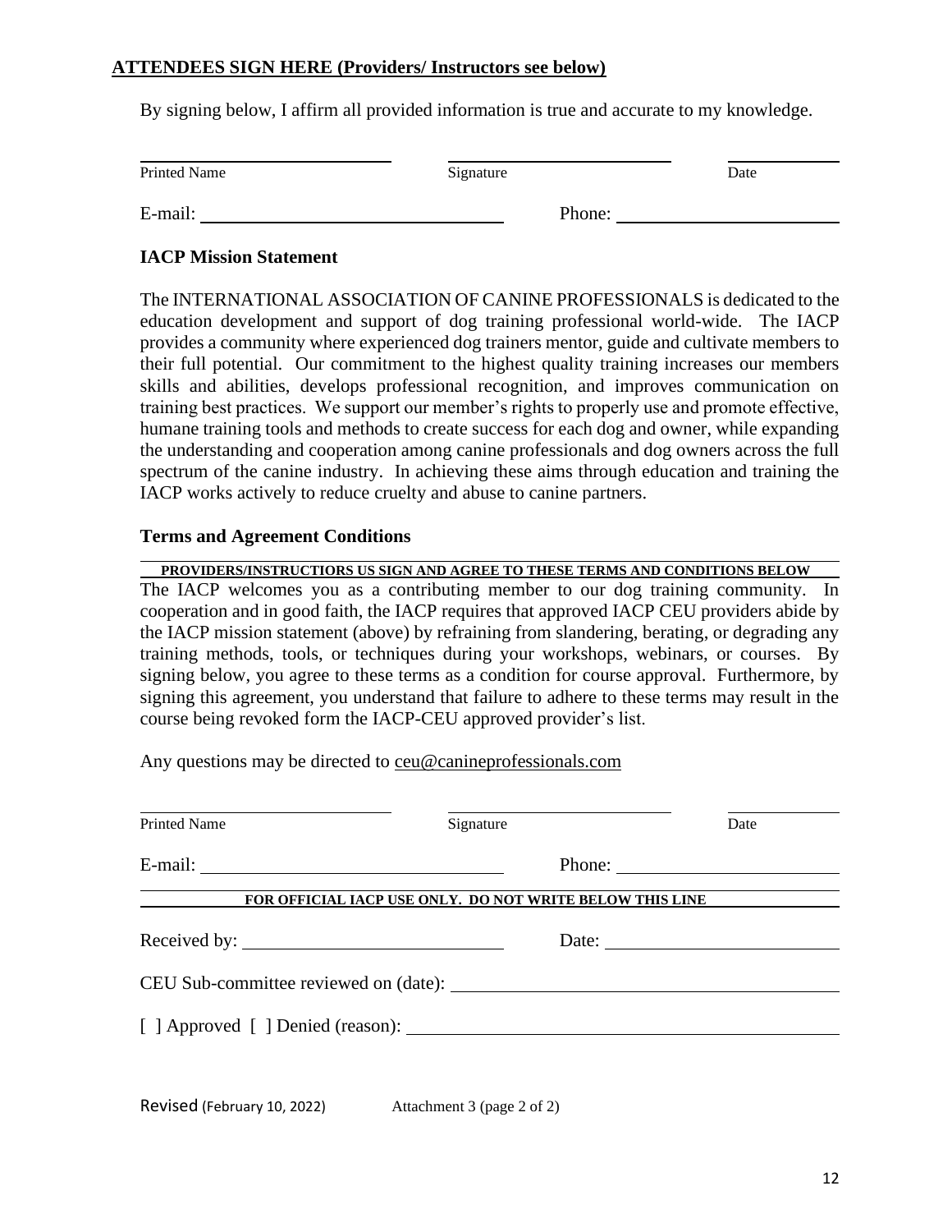**ATTENDEES SIGN HERE (Providers/ Instructors see below)**

By signing below, I affirm all provided information is true and accurate to my knowledge.

| Printed Name | Signature | Date |
|---|---|---|
| | | |

E-mail: ______________________________ Phone: ______________________________

**IACP Mission Statement**

The INTERNATIONAL ASSOCIATION OF CANINE PROFESSIONALS is dedicated to the education development and support of dog training professional world-wide. The IACP provides a community where experienced dog trainers mentor, guide and cultivate members to their full potential. Our commitment to the highest quality training increases our members skills and abilities, develops professional recognition, and improves communication on training best practices. We support our member's rights to properly use and promote effective, humane training tools and methods to create success for each dog and owner, while expanding the understanding and cooperation among canine professionals and dog owners across the full spectrum of the canine industry. In achieving these aims through education and training the IACP works actively to reduce cruelty and abuse to canine partners.

**Terms and Agreement Conditions**

**PROVIDERS/INSTRUCTIORS US SIGN AND AGREE TO THESE TERMS AND CONDITIONS BELOW**

The IACP welcomes you as a contributing member to our dog training community. In cooperation and in good faith, the IACP requires that approved IACP CEU providers abide by the IACP mission statement (above) by refraining from slandering, berating, or degrading any training methods, tools, or techniques during your workshops, webinars, or courses. By signing below, you agree to these terms as a condition for course approval. Furthermore, by signing this agreement, you understand that failure to adhere to these terms may result in the course being revoked form the IACP-CEU approved provider's list.

Any questions may be directed to ceu@canineprofessionals.com

| Printed Name | Signature | Date |
|---|---|---|
| | | |

E-mail: ______________________________ Phone: ______________________________

**FOR OFFICIAL IACP USE ONLY. DO NOT WRITE BELOW THIS LINE**

Received by: ______________________________ Date: ______________________________

CEU Sub-committee reviewed on (date): ______________________________

[ ] Approved [ ] Denied (reason): ______________________________

Revised (February 10, 2022) Attachment 3 (page 2 of 2)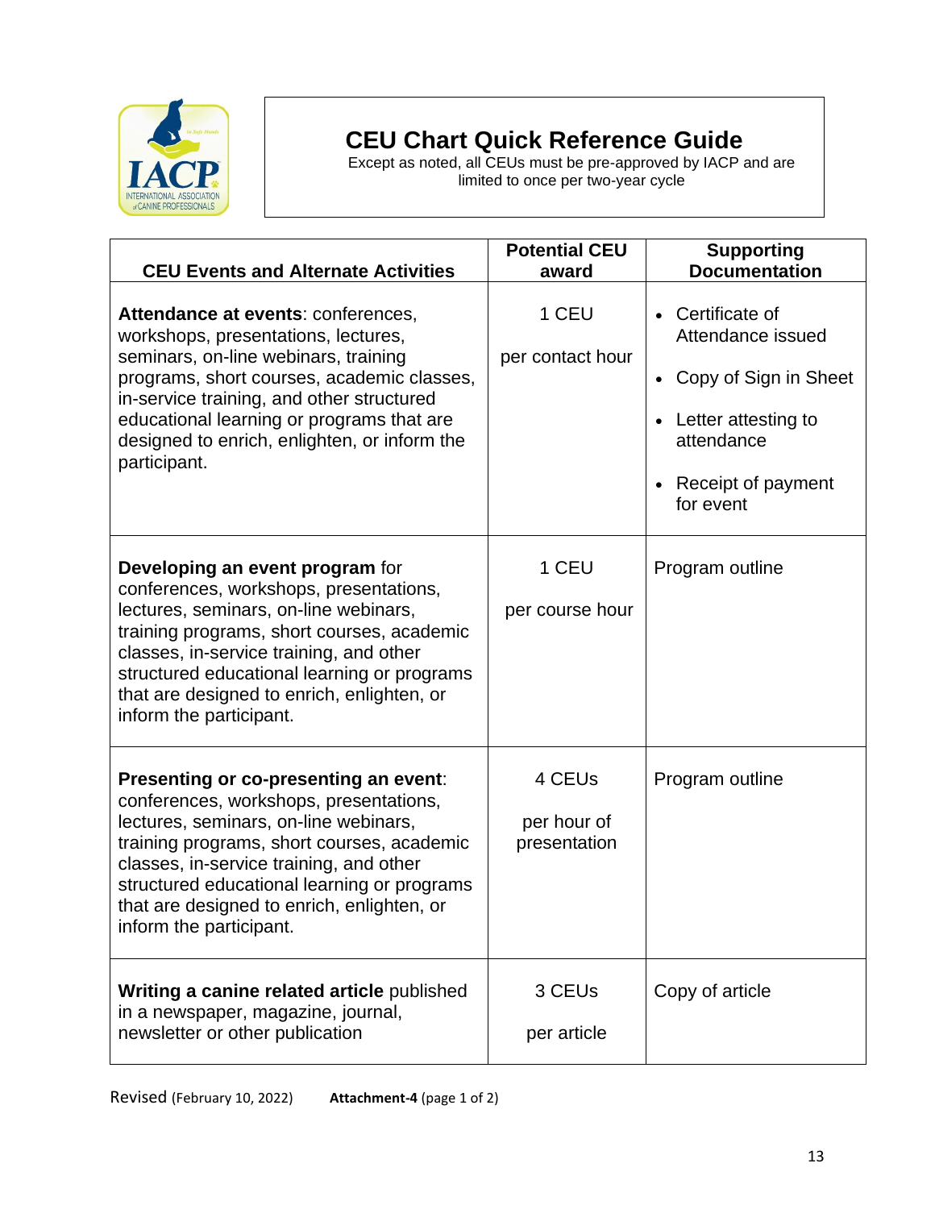# CEU Chart Quick Reference Guide

Except as noted, all CEUs must be pre-approved by IACP and are limited to once per two-year cycle

| CEU Events and Alternate Activities | Potential CEU award | Supporting Documentation |
|---|---|---|
| **Attendance at events**: conferences, workshops, presentations, lectures, seminars, on-line webinars, training programs, short courses, academic classes, in-service training, and other structured educational learning or programs that are designed to enrich, enlighten, or inform the participant. | 1 CEU per contact hour | • Certificate of Attendance issued<br>• Copy of Sign in Sheet<br>• Letter attesting to attendance<br>• Receipt of payment for event |
| **Developing an event program** for conferences, workshops, presentations, lectures, seminars, on-line webinars, training programs, short courses, academic classes, in-service training, and other structured educational learning or programs that are designed to enrich, enlighten, or inform the participant. | 1 CEU per course hour | Program outline |
| **Presenting or co-presenting an event**: conferences, workshops, presentations, lectures, seminars, on-line webinars, training programs, short courses, academic classes, in-service training, and other structured educational learning or programs that are designed to enrich, enlighten, or inform the participant. | 4 CEUs per hour of presentation | Program outline |
| **Writing a canine related article** published in a newspaper, magazine, journal, newsletter or other publication | 3 CEUs per article | Copy of article |

Revised (February 10, 2022) **Attachment-4** (page 1 of 2)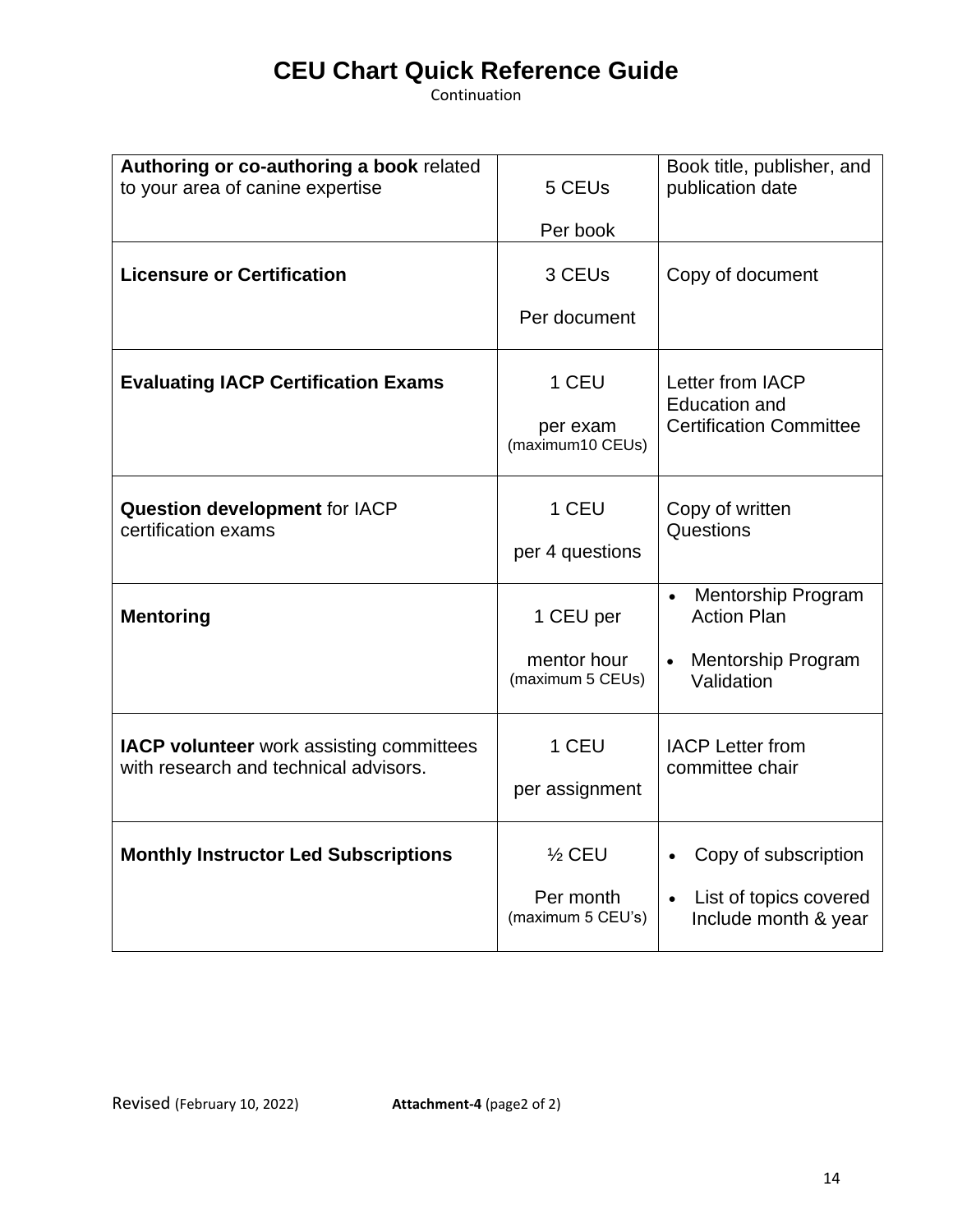# CEU Chart Quick Reference Guide

Continuation

| | | |
|---|---|---|
| **Authoring or co-authoring a book** related to your area of canine expertise | 5 CEUs<br><br>Per book | Book title, publisher, and publication date |
| **Licensure or Certification** | 3 CEUs<br><br>Per document | Copy of document |
| **Evaluating IACP Certification Exams** | 1 CEU<br><br>per exam<br>(maximum10 CEUs) | Letter from IACP Education and Certification Committee |
| **Question development** for IACP certification exams | 1 CEU<br><br>per 4 questions | Copy of written Questions |
| **Mentoring** | 1 CEU per<br><br>mentor hour<br>(maximum 5 CEUs) | • Mentorship Program Action Plan<br>• Mentorship Program Validation |
| **IACP volunteer** work assisting committees with research and technical advisors. | 1 CEU<br><br>per assignment | IACP Letter from committee chair |
| **Monthly Instructor Led Subscriptions** | ½ CEU<br><br>Per month<br>(maximum 5 CEU's) | • Copy of subscription<br>• List of topics covered Include month & year |

Revised (February 10, 2022) **Attachment-4** (page2 of 2)